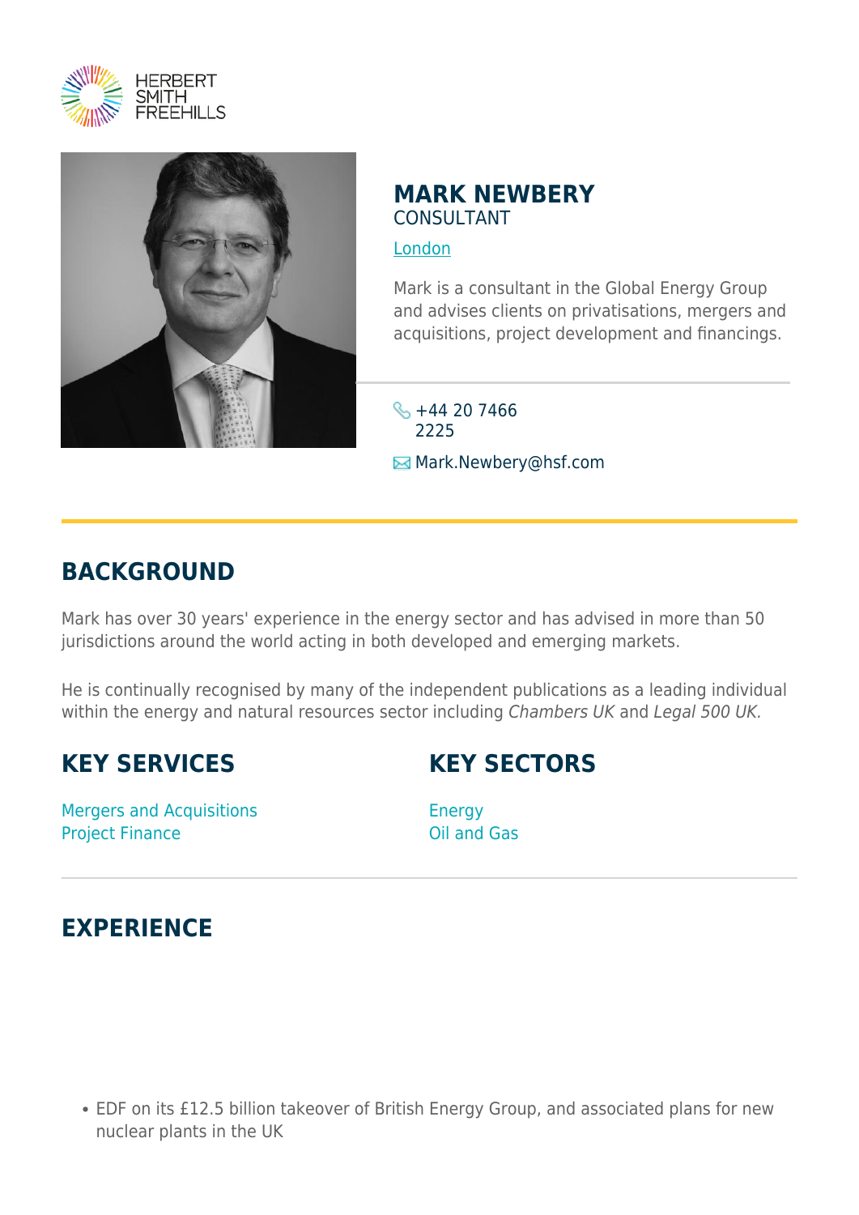HERBERT SMITH FREEHILLS

# MARK NEWBERY

CONSULTANT

London

Mark is a consultant in the Global Energy Group and advises clients on privatisations, mergers and acquisitions, project development and financings.

+44 20 7466 2225

Mark.Newbery@hsf.com

## BACKGROUND

Mark has over 30 years' experience in the energy sector and has advised in more than 50 jurisdictions around the world acting in both developed and emerging markets.

He is continually recognised by many of the independent publications as a leading individual within the energy and natural resources sector including *Chambers UK* and *Legal 500 UK.*

## KEY SERVICES

Mergers and Acquisitions
Project Finance

## KEY SECTORS

Energy
Oil and Gas

## EXPERIENCE

- EDF on its £12.5 billion takeover of British Energy Group, and associated plans for new nuclear plants in the UK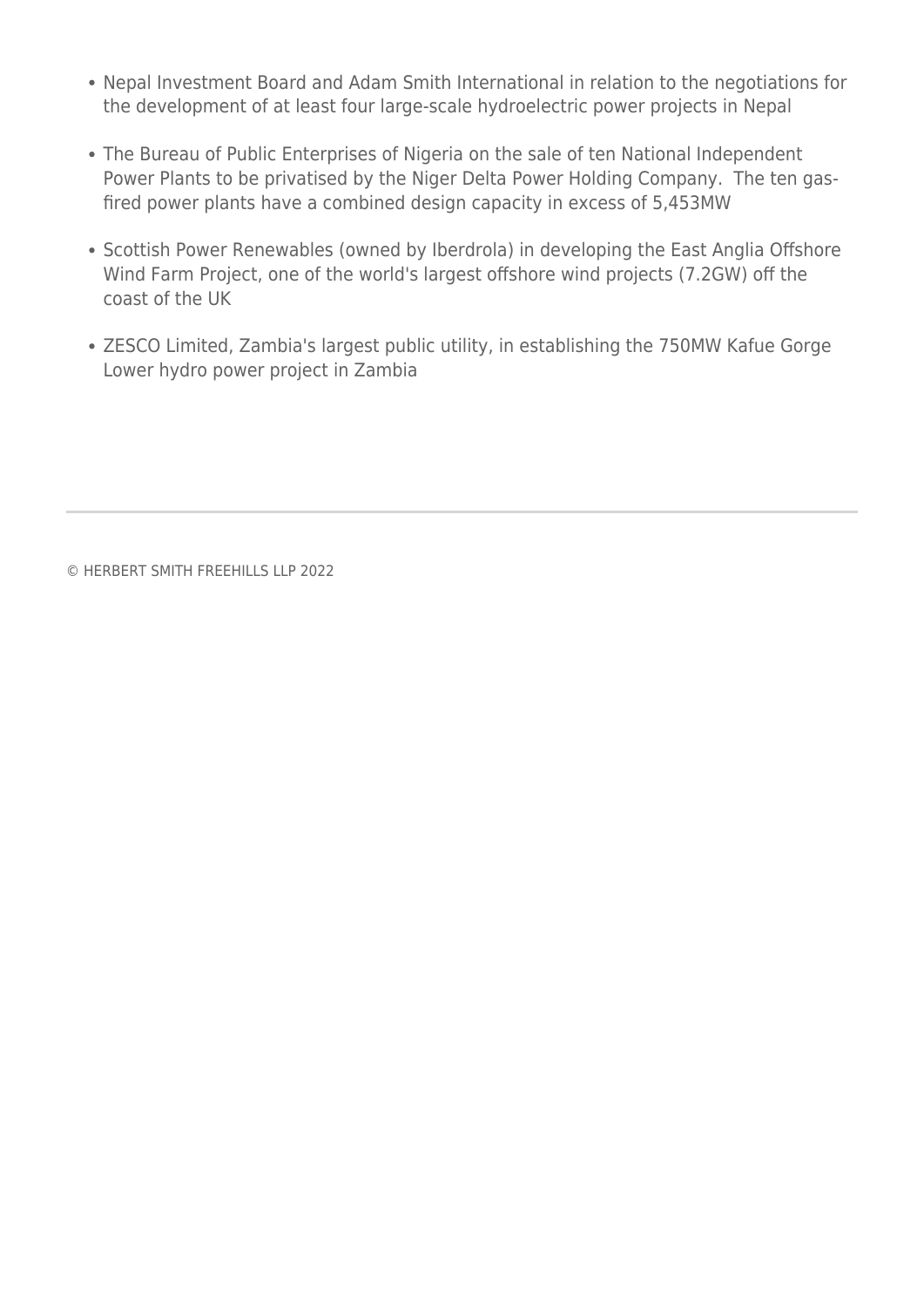- Nepal Investment Board and Adam Smith International in relation to the negotiations for the development of at least four large-scale hydroelectric power projects in Nepal
- The Bureau of Public Enterprises of Nigeria on the sale of ten National Independent Power Plants to be privatised by the Niger Delta Power Holding Company. The ten gas-fired power plants have a combined design capacity in excess of 5,453MW
- Scottish Power Renewables (owned by Iberdrola) in developing the East Anglia Offshore Wind Farm Project, one of the world's largest offshore wind projects (7.2GW) off the coast of the UK
- ZESCO Limited, Zambia's largest public utility, in establishing the 750MW Kafue Gorge Lower hydro power project in Zambia

---

© HERBERT SMITH FREEHILLS LLP 2022